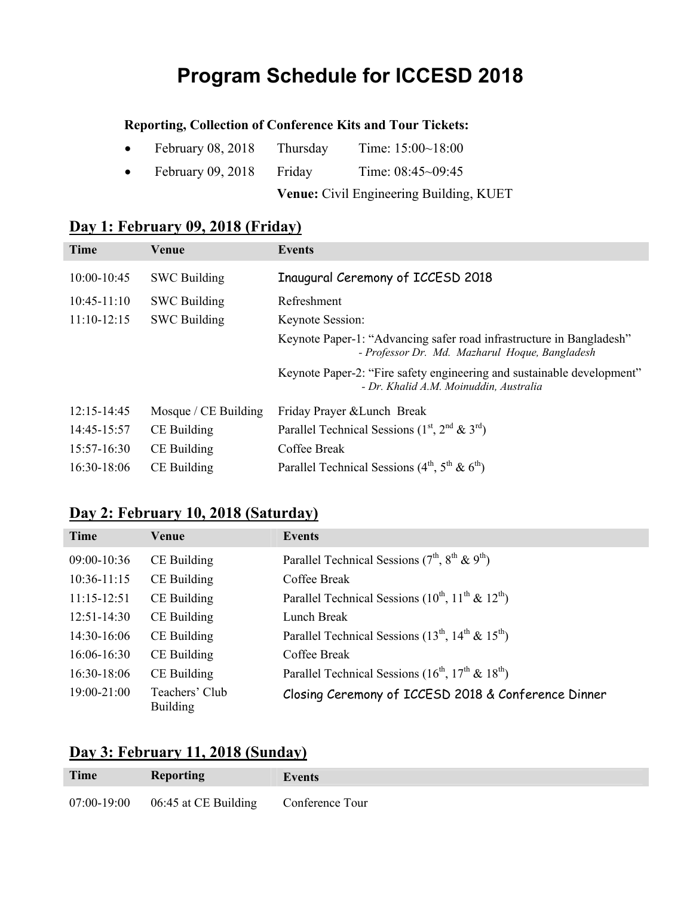# Program Schedule for ICCESD 2018

**Reporting, Collection of Conference Kits and Tour Tickets:**

- February 08, 2018 Thursday Time: 15:00~18:00
- February 09, 2018 Friday Time: 08:45~09:45

**Venue:** Civil Engineering Building, KUET

## Day 1: February 09, 2018 (Friday)

| Time | Venue | Events |
|---|---|---|
| 10:00-10:45 | SWC Building | Inaugural Ceremony of ICCESD 2018 |
| 10:45-11:10 | SWC Building | Refreshment |
| 11:10-12:15 | SWC Building | Keynote Session:<br>Keynote Paper-1: "Advancing safer road infrastructure in Bangladesh" *- Professor Dr. Md. Mazharul Hoque, Bangladesh*<br>Keynote Paper-2: "Fire safety engineering and sustainable development" *- Dr. Khalid A.M. Moinuddin, Australia* |
| 12:15-14:45 | Mosque / CE Building | Friday Prayer &Lunch Break |
| 14:45-15:57 | CE Building | Parallel Technical Sessions (1st, 2nd & 3rd) |
| 15:57-16:30 | CE Building | Coffee Break |
| 16:30-18:06 | CE Building | Parallel Technical Sessions (4th, 5th & 6th) |

## Day 2: February 10, 2018 (Saturday)

| Time | Venue | Events |
|---|---|---|
| 09:00-10:36 | CE Building | Parallel Technical Sessions (7th, 8th & 9th) |
| 10:36-11:15 | CE Building | Coffee Break |
| 11:15-12:51 | CE Building | Parallel Technical Sessions (10th, 11th & 12th) |
| 12:51-14:30 | CE Building | Lunch Break |
| 14:30-16:06 | CE Building | Parallel Technical Sessions (13th, 14th & 15th) |
| 16:06-16:30 | CE Building | Coffee Break |
| 16:30-18:06 | CE Building | Parallel Technical Sessions (16th, 17th & 18th) |
| 19:00-21:00 | Teachers' Club Building | Closing Ceremony of ICCESD 2018 & Conference Dinner |

## Day 3: February 11, 2018 (Sunday)

| Time | Reporting | Events |
|---|---|---|
| 07:00-19:00 | 06:45 at CE Building | Conference Tour |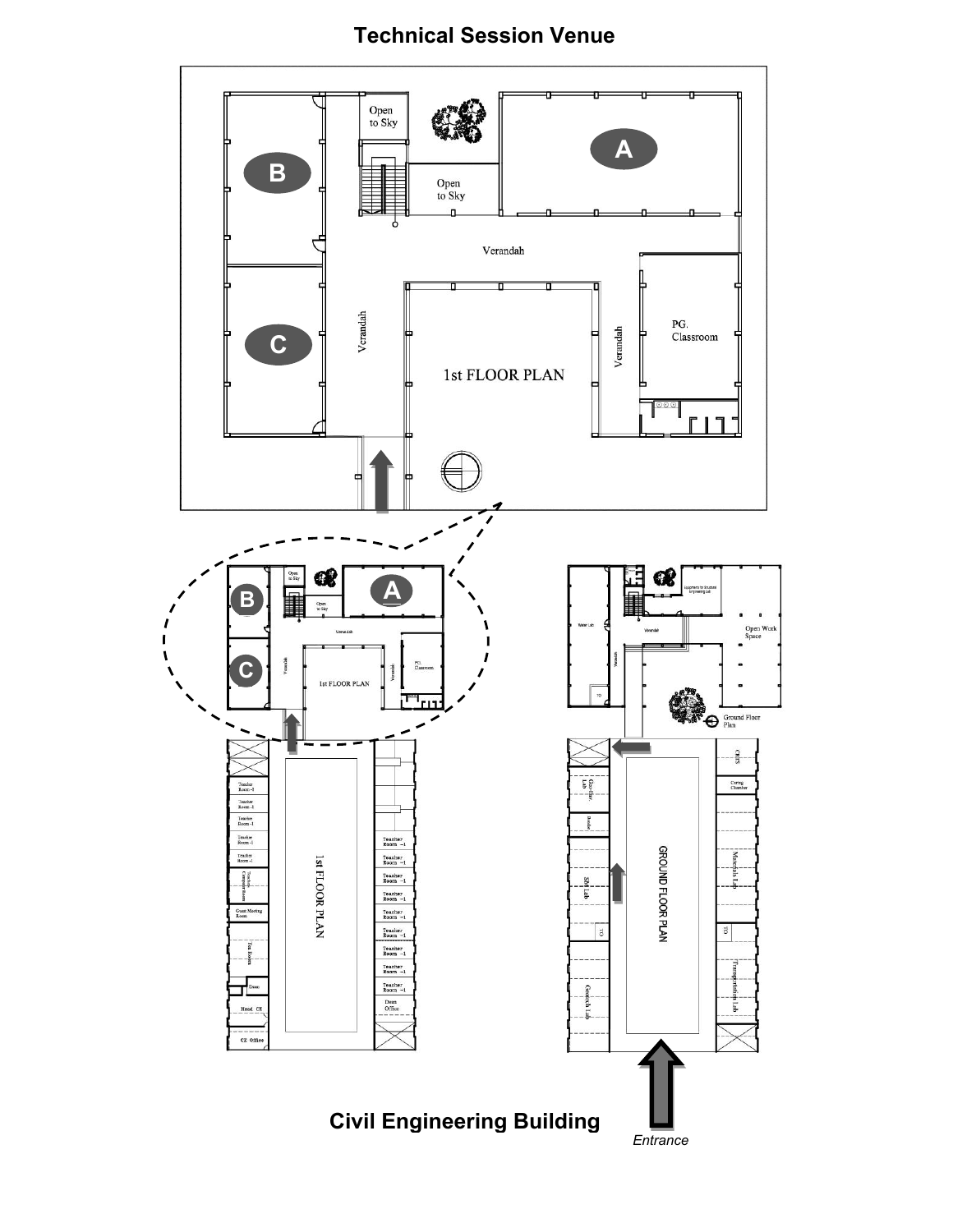# Technical Session Venue

## Civil Engineering Building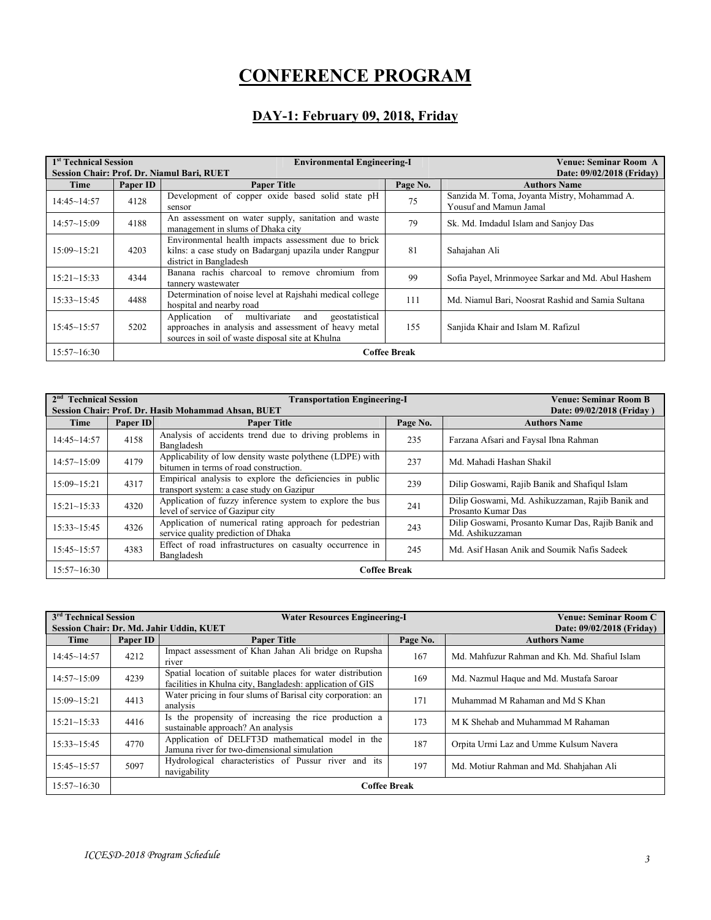# CONFERENCE PROGRAM

## DAY-1: February 09, 2018, Friday

| 1st Technical Session<br>Session Chair: Prof. Dr. Niamul Bari, RUET | | Environmental Engineering-I | | Venue: Seminar Room A<br>Date: 09/02/2018 (Friday) |
|---|---|---|---|---|
| **Time** | **Paper ID** | **Paper Title** | **Page No.** | **Authors Name** |
| 14:45~14:57 | 4128 | Development of copper oxide based solid state pH sensor | 75 | Sanzida M. Toma, Joyanta Mistry, Mohammad A. Yousuf and Mamun Jamal |
| 14:57~15:09 | 4188 | An assessment on water supply, sanitation and waste management in slums of Dhaka city | 79 | Sk. Md. Imdadul Islam and Sanjoy Das |
| 15:09~15:21 | 4203 | Environmental health impacts assessment due to brick kilns: a case study on Badarganj upazila under Rangpur district in Bangladesh | 81 | Sahajahan Ali |
| 15:21~15:33 | 4344 | Banana rachis charcoal to remove chromium from tannery wastewater | 99 | Sofia Payel, Mrinmoyee Sarkar and Md. Abul Hashem |
| 15:33~15:45 | 4488 | Determination of noise level at Rajshahi medical college hospital and nearby road | 111 | Md. Niamul Bari, Noosrat Rashid and Samia Sultana |
| 15:45~15:57 | 5202 | Application of multivariate and geostatistical approaches in analysis and assessment of heavy metal sources in soil of waste disposal site at Khulna | 155 | Sanjida Khair and Islam M. Rafizul |
| 15:57~16:30 | **Coffee Break** | | | |

| 2nd Technical Session<br>Session Chair: Prof. Dr. Hasib Mohammad Ahsan, BUET | | Transportation Engineering-I | | Venue: Seminar Room B<br>Date: 09/02/2018 (Friday ) |
|---|---|---|---|---|
| **Time** | **Paper ID** | **Paper Title** | **Page No.** | **Authors Name** |
| 14:45~14:57 | 4158 | Analysis of accidents trend due to driving problems in Bangladesh | 235 | Farzana Afsari and Faysal Ibna Rahman |
| 14:57~15:09 | 4179 | Applicability of low density waste polythene (LDPE) with bitumen in terms of road construction. | 237 | Md. Mahadi Hashan Shakil |
| 15:09~15:21 | 4317 | Empirical analysis to explore the deficiencies in public transport system: a case study on Gazipur | 239 | Dilip Goswami, Rajib Banik and Shafiqul Islam |
| 15:21~15:33 | 4320 | Application of fuzzy inference system to explore the bus level of service of Gazipur city | 241 | Dilip Goswami, Md. Ashikuzzaman, Rajib Banik and Prosanto Kumar Das |
| 15:33~15:45 | 4326 | Application of numerical rating approach for pedestrian service quality prediction of Dhaka | 243 | Dilip Goswami, Prosanto Kumar Das, Rajib Banik and Md. Ashikuzzaman |
| 15:45~15:57 | 4383 | Effect of road infrastructures on casualty occurrence in Bangladesh | 245 | Md. Asif Hasan Anik and Soumik Nafis Sadeek |
| 15:57~16:30 | **Coffee Break** | | | |

| 3rd Technical Session<br>Session Chair: Dr. Md. Jahir Uddin, KUET | | Water Resources Engineering-I | | Venue: Seminar Room C<br>Date: 09/02/2018 (Friday) |
|---|---|---|---|---|
| **Time** | **Paper ID** | **Paper Title** | **Page No.** | **Authors Name** |
| 14:45~14:57 | 4212 | Impact assessment of Khan Jahan Ali bridge on Rupsha river | 167 | Md. Mahfuzur Rahman and Kh. Md. Shafiul Islam |
| 14:57~15:09 | 4239 | Spatial location of suitable places for water distribution facilities in Khulna city, Bangladesh: application of GIS | 169 | Md. Nazmul Haque and Md. Mustafa Saroar |
| 15:09~15:21 | 4413 | Water pricing in four slums of Barisal city corporation: an analysis | 171 | Muhammad M Rahaman and Md S Khan |
| 15:21~15:33 | 4416 | Is the propensity of increasing the rice production a sustainable approach? An analysis | 173 | M K Shehab and Muhammad M Rahaman |
| 15:33~15:45 | 4770 | Application of DELFT3D mathematical model in the Jamuna river for two-dimensional simulation | 187 | Orpita Urmi Laz and Umme Kulsum Navera |
| 15:45~15:57 | 5097 | Hydrological characteristics of Pussur river and its navigability | 197 | Md. Motiur Rahman and Md. Shahjahan Ali |
| 15:57~16:30 | **Coffee Break** | | | |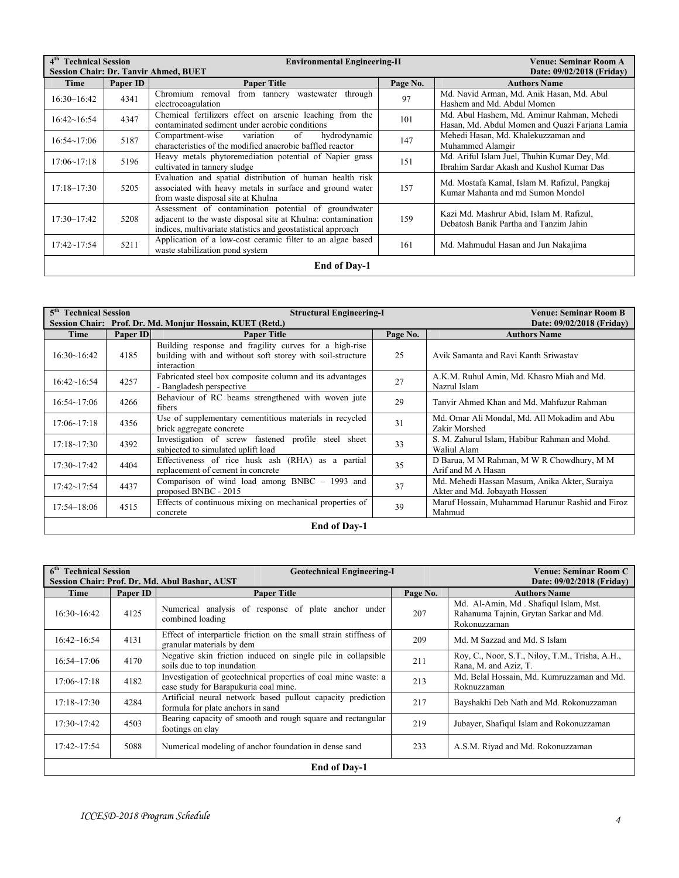| **4th Technical Session** | | **Environmental Engineering-II** | | **Venue: Seminar Room A** |
|---|---|---|---|---|
| **Session Chair: Dr. Tanvir Ahmed, BUET** | | | | **Date: 09/02/2018 (Friday)** |
| **Time** | **Paper ID** | **Paper Title** | **Page No.** | **Authors Name** |
| 16:30~16:42 | 4341 | Chromium removal from tannery wastewater through electrocoagulation | 97 | Md. Navid Arman, Md. Anik Hasan, Md. Abul Hashem and Md. Abdul Momen |
| 16:42~16:54 | 4347 | Chemical fertilizers effect on arsenic leaching from the contaminated sediment under aerobic conditions | 101 | Md. Abul Hashem, Md. Aminur Rahman, Mehedi Hasan, Md. Abdul Momen and Quazi Farjana Lamia |
| 16:54~17:06 | 5187 | Compartment-wise variation of hydrodynamic characteristics of the modified anaerobic baffled reactor | 147 | Mehedi Hasan, Md. Khalekuzzaman and Muhammed Alamgir |
| 17:06~17:18 | 5196 | Heavy metals phytoremediation potential of Napier grass cultivated in tannery sludge | 151 | Md. Ariful Islam Juel, Thuhin Kumar Dey, Md. Ibrahim Sardar Akash and Kushol Kumar Das |
| 17:18~17:30 | 5205 | Evaluation and spatial distribution of human health risk associated with heavy metals in surface and ground water from waste disposal site at Khulna | 157 | Md. Mostafa Kamal, Islam M. Rafizul, Pangkaj Kumar Mahanta and md Sumon Mondol |
| 17:30~17:42 | 5208 | Assessment of contamination potential of groundwater adjacent to the waste disposal site at Khulna: contamination indices, multivariate statistics and geostatistical approach | 159 | Kazi Md. Mashrur Abid, Islam M. Rafizul, Debatosh Banik Partha and Tanzim Jahin |
| 17:42~17:54 | 5211 | Application of a low-cost ceramic filter to an algae based waste stabilization pond system | 161 | Md. Mahmudul Hasan and Jun Nakajima |
| | | **End of Day-1** | | |

| **5th Technical Session** | | **Structural Engineering-I** | | **Venue: Seminar Room B** |
|---|---|---|---|---|
| **Session Chair: Prof. Dr. Md. Monjur Hossain, KUET (Retd.)** | | | | **Date: 09/02/2018 (Friday)** |
| **Time** | **Paper ID** | **Paper Title** | **Page No.** | **Authors Name** |
| 16:30~16:42 | 4185 | Building response and fragility curves for a high-rise building with and without soft storey with soil-structure interaction | 25 | Avik Samanta and Ravi Kanth Sriwastav |
| 16:42~16:54 | 4257 | Fabricated steel box composite column and its advantages - Bangladesh perspective | 27 | A.K.M. Ruhul Amin, Md. Khasro Miah and Md. Nazrul Islam |
| 16:54~17:06 | 4266 | Behaviour of RC beams strengthened with woven jute fibers | 29 | Tanvir Ahmed Khan and Md. Mahfuzur Rahman |
| 17:06~17:18 | 4356 | Use of supplementary cementitious materials in recycled brick aggregate concrete | 31 | Md. Omar Ali Mondal, Md. All Mokadim and Abu Zakir Morshed |
| 17:18~17:30 | 4392 | Investigation of screw fastened profile steel sheet subjected to simulated uplift load | 33 | S. M. Zahurul Islam, Habibur Rahman and Mohd. Waliul Alam |
| 17:30~17:42 | 4404 | Effectiveness of rice husk ash (RHA) as a partial replacement of cement in concrete | 35 | D Barua, M M Rahman, M W R Chowdhury, M M Arif and M A Hasan |
| 17:42~17:54 | 4437 | Comparison of wind load among BNBC – 1993 and proposed BNBC - 2015 | 37 | Md. Mehedi Hassan Masum, Anika Akter, Suraiya Akter and Md. Jobayath Hossen |
| 17:54~18:06 | 4515 | Effects of continuous mixing on mechanical properties of concrete | 39 | Maruf Hossain, Muhammad Harunur Rashid and Firoz Mahmud |
| | | **End of Day-1** | | |

| **6th Technical Session** | | **Geotechnical Engineering-I** | | **Venue: Seminar Room C** |
|---|---|---|---|---|
| **Session Chair: Prof. Dr. Md. Abul Bashar, AUST** | | | | **Date: 09/02/2018 (Friday)** |
| **Time** | **Paper ID** | **Paper Title** | **Page No.** | **Authors Name** |
| 16:30~16:42 | 4125 | Numerical analysis of response of plate anchor under combined loading | 207 | Md. Al-Amin, Md . Shafiqul Islam, Mst. Rahanuma Tajnin, Grytan Sarkar and Md. Rokonuzzaman |
| 16:42~16:54 | 4131 | Effect of interparticle friction on the small strain stiffness of granular materials by dem | 209 | Md. M Sazzad and Md. S Islam |
| 16:54~17:06 | 4170 | Negative skin friction induced on single pile in collapsible soils due to top inundation | 211 | Roy, C., Noor, S.T., Niloy, T.M., Trisha, A.H., Rana, M. and Aziz, T. |
| 17:06~17:18 | 4182 | Investigation of geotechnical properties of coal mine waste: a case study for Barapukuria coal mine. | 213 | Md. Belal Hossain, Md. Kumruzzaman and Md. Roknuzzaman |
| 17:18~17:30 | 4284 | Artificial neural network based pullout capacity prediction formula for plate anchors in sand | 217 | Bayshakhi Deb Nath and Md. Rokonuzzaman |
| 17:30~17:42 | 4503 | Bearing capacity of smooth and rough square and rectangular footings on clay | 219 | Jubayer, Shafiqul Islam and Rokonuzzaman |
| 17:42~17:54 | 5088 | Numerical modeling of anchor foundation in dense sand | 233 | A.S.M. Riyad and Md. Rokonuzzaman |
| | | **End of Day-1** | | |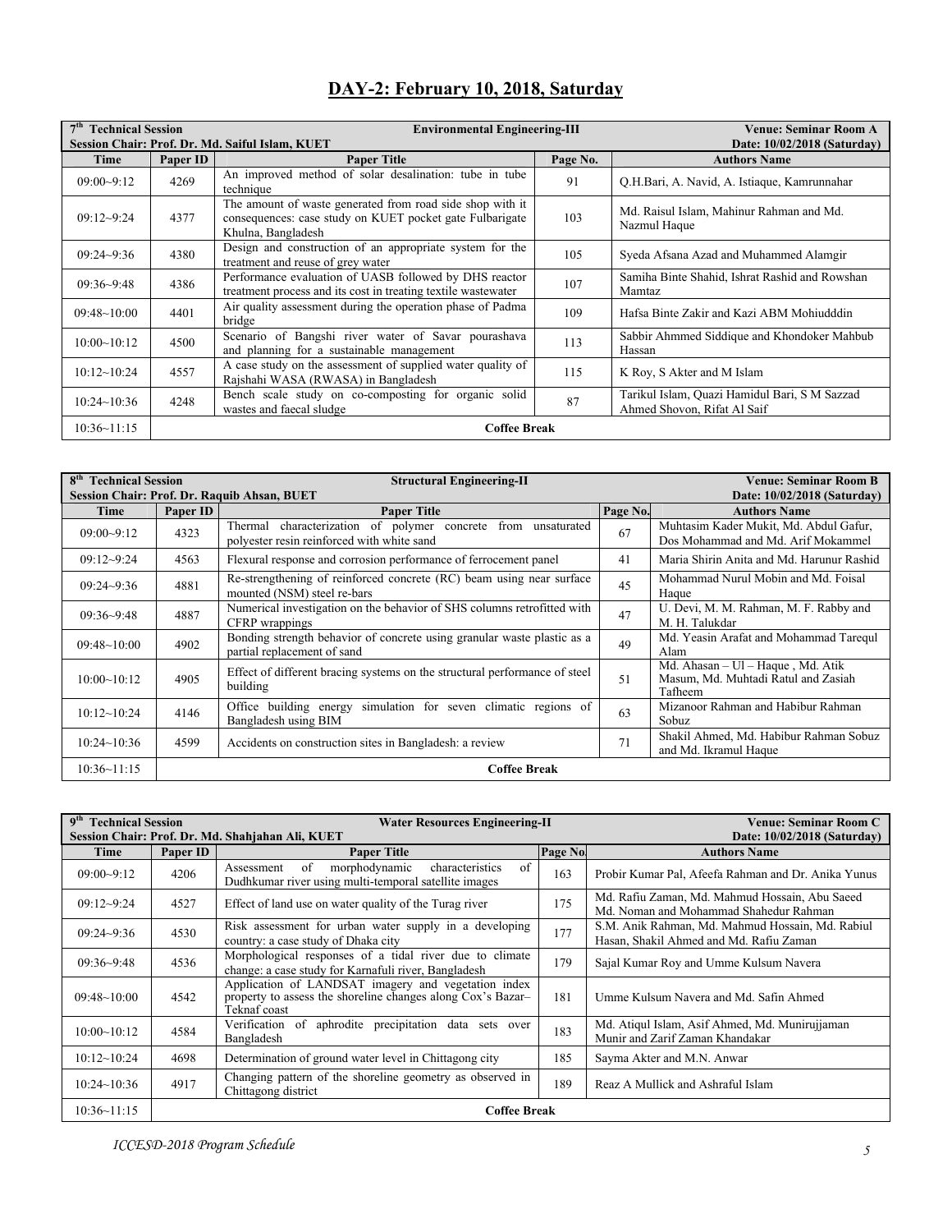# DAY-2: February 10, 2018, Saturday

| 7th Technical Session | | Environmental Engineering-III | | Venue: Seminar Room A |
|---|---|---|---|---|
| Session Chair: Prof. Dr. Md. Saiful Islam, KUET | | | | Date: 10/02/2018 (Saturday) |
| **Time** | **Paper ID** | **Paper Title** | **Page No.** | **Authors Name** |
| 09:00~9:12 | 4269 | An improved method of solar desalination: tube in tube technique | 91 | Q.H.Bari, A. Navid, A. Istiaque, Kamrunnahar |
| 09:12~9:24 | 4377 | The amount of waste generated from road side shop with it consequences: case study on KUET pocket gate Fulbarigate Khulna, Bangladesh | 103 | Md. Raisul Islam, Mahinur Rahman and Md. Nazmul Haque |
| 09:24~9:36 | 4380 | Design and construction of an appropriate system for the treatment and reuse of grey water | 105 | Syeda Afsana Azad and Muhammed Alamgir |
| 09:36~9:48 | 4386 | Performance evaluation of UASB followed by DHS reactor treatment process and its cost in treating textile wastewater | 107 | Samiha Binte Shahid, Ishrat Rashid and Rowshan Mamtaz |
| 09:48~10:00 | 4401 | Air quality assessment during the operation phase of Padma bridge | 109 | Hafsa Binte Zakir and Kazi ABM Mohiudddin |
| 10:00~10:12 | 4500 | Scenario of Bangshi river water of Savar pourashava and planning for a sustainable management | 113 | Sabbir Ahmmed Siddique and Khondoker Mahbub Hassan |
| 10:12~10:24 | 4557 | A case study on the assessment of supplied water quality of Rajshahi WASA (RWASA) in Bangladesh | 115 | K Roy, S Akter and M Islam |
| 10:24~10:36 | 4248 | Bench scale study on co-composting for organic solid wastes and faecal sludge | 87 | Tarikul Islam, Quazi Hamidul Bari, S M Sazzad Ahmed Shovon, Rifat Al Saif |
| 10:36~11:15 | | **Coffee Break** | | |

| 8th Technical Session | | Structural Engineering-II | | Venue: Seminar Room B |
|---|---|---|---|---|
| Session Chair: Prof. Dr. Raquib Ahsan, BUET | | | | Date: 10/02/2018 (Saturday) |
| **Time** | **Paper ID** | **Paper Title** | **Page No.** | **Authors Name** |
| 09:00~9:12 | 4323 | Thermal characterization of polymer concrete from unsaturated polyester resin reinforced with white sand | 67 | Muhtasim Kader Mukit, Md. Abdul Gafur, Dos Mohammad and Md. Arif Mokammel |
| 09:12~9:24 | 4563 | Flexural response and corrosion performance of ferrocement panel | 41 | Maria Shirin Anita and Md. Harunur Rashid |
| 09:24~9:36 | 4881 | Re-strengthening of reinforced concrete (RC) beam using near surface mounted (NSM) steel re-bars | 45 | Mohammad Nurul Mobin and Md. Foisal Haque |
| 09:36~9:48 | 4887 | Numerical investigation on the behavior of SHS columns retrofitted with CFRP wrappings | 47 | U. Devi, M. M. Rahman, M. F. Rabby and M. H. Talukdar |
| 09:48~10:00 | 4902 | Bonding strength behavior of concrete using granular waste plastic as a partial replacement of sand | 49 | Md. Yeasin Arafat and Mohammad Tarequl Alam |
| 10:00~10:12 | 4905 | Effect of different bracing systems on the structural performance of steel building | 51 | Md. Ahasan – Ul – Haque , Md. Atik Masum, Md. Muhtadi Ratul and Zasiah Tafheem |
| 10:12~10:24 | 4146 | Office building energy simulation for seven climatic regions of Bangladesh using BIM | 63 | Mizanoor Rahman and Habibur Rahman Sobuz |
| 10:24~10:36 | 4599 | Accidents on construction sites in Bangladesh: a review | 71 | Shakil Ahmed, Md. Habibur Rahman Sobuz and Md. Ikramul Haque |
| 10:36~11:15 | | **Coffee Break** | | |

| 9th Technical Session | | Water Resources Engineering-II | | Venue: Seminar Room C |
|---|---|---|---|---|
| Session Chair: Prof. Dr. Md. Shahjahan Ali, KUET | | | | Date: 10/02/2018 (Saturday) |
| **Time** | **Paper ID** | **Paper Title** | **Page No** | **Authors Name** |
| 09:00~9:12 | 4206 | Assessment of morphodynamic characteristics of Dudhkumar river using multi-temporal satellite images | 163 | Probir Kumar Pal, Afeefa Rahman and Dr. Anika Yunus |
| 09:12~9:24 | 4527 | Effect of land use on water quality of the Turag river | 175 | Md. Rafiu Zaman, Md. Mahmud Hossain, Abu Saeed Md. Noman and Mohammad Shahedur Rahman |
| 09:24~9:36 | 4530 | Risk assessment for urban water supply in a developing country: a case study of Dhaka city | 177 | S.M. Anik Rahman, Md. Mahmud Hossain, Md. Rabiul Hasan, Shakil Ahmed and Md. Rafiu Zaman |
| 09:36~9:48 | 4536 | Morphological responses of a tidal river due to climate change: a case study for Karnafuli river, Bangladesh | 179 | Sajal Kumar Roy and Umme Kulsum Navera |
| 09:48~10:00 | 4542 | Application of LANDSAT imagery and vegetation index property to assess the shoreline changes along Cox's Bazar–Teknaf coast | 181 | Umme Kulsum Navera and Md. Safin Ahmed |
| 10:00~10:12 | 4584 | Verification of aphrodite precipitation data sets over Bangladesh | 183 | Md. Atiqul Islam, Asif Ahmed, Md. Munirujjaman Munir and Zarif Zaman Khandakar |
| 10:12~10:24 | 4698 | Determination of ground water level in Chittagong city | 185 | Sayma Akter and M.N. Anwar |
| 10:24~10:36 | 4917 | Changing pattern of the shoreline geometry as observed in Chittagong district | 189 | Reaz A Mullick and Ashraful Islam |
| 10:36~11:15 | | **Coffee Break** | | |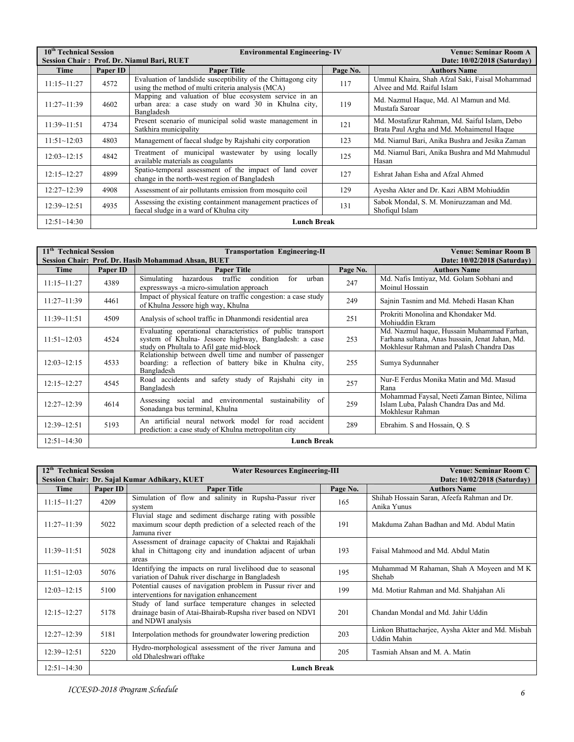| 10th Technical Session | | Environmental Engineering- IV | | Venue: Seminar Room A |
|---|---|---|---|---|
| Session Chair : Prof. Dr. Niamul Bari, RUET | | | | Date: 10/02/2018 (Saturday) |
| **Time** | **Paper ID** | **Paper Title** | **Page No.** | **Authors Name** |
| 11:15~11:27 | 4572 | Evaluation of landslide susceptibility of the Chittagong city using the method of multi criteria analysis (MCA) | 117 | Ummul Khaira, Shah Afzal Saki, Faisal Mohammad Alvee and Md. Raiful Islam |
| 11:27~11:39 | 4602 | Mapping and valuation of blue ecosystem service in an urban area: a case study on ward 30 in Khulna city, Bangladesh | 119 | Md. Nazmul Haque, Md. Al Mamun and Md. Mustafa Saroar |
| 11:39~11:51 | 4734 | Present scenario of municipal solid waste management in Satkhira municipality | 121 | Md. Mostafizur Rahman, Md. Saiful Islam, Debo Brata Paul Argha and Md. Mohaimenul Haque |
| 11:51~12:03 | 4803 | Management of faecal sludge by Rajshahi city corporation | 123 | Md. Niamul Bari, Anika Bushra and Jesika Zaman |
| 12:03~12:15 | 4842 | Treatment of municipal wastewater by using locally available materials as coagulants | 125 | Md. Niamul Bari, Anika Bushra and Md Mahmudul Hasan |
| 12:15~12:27 | 4899 | Spatio-temporal assessment of the impact of land cover change in the north-west region of Bangladesh | 127 | Eshrat Jahan Esha and Afzal Ahmed |
| 12:27~12:39 | 4908 | Assessment of air pollutants emission from mosquito coil | 129 | Ayesha Akter and Dr. Kazi ABM Mohiuddin |
| 12:39~12:51 | 4935 | Assessing the existing containment management practices of faecal sludge in a ward of Khulna city | 131 | Sabok Mondal, S. M. Moniruzzaman and Md. Shofiqul Islam |
| 12:51~14:30 | **Lunch Break** | | | |

| 11th Technical Session | | Transportation Engineering-II | | Venue: Seminar Room B |
|---|---|---|---|---|
| Session Chair: Prof. Dr. Hasib Mohammad Ahsan, BUET | | | | Date: 10/02/2018 (Saturday) |
| **Time** | **Paper ID** | **Paper Title** | **Page No.** | **Authors Name** |
| 11:15~11:27 | 4389 | Simulating hazardous traffic condition for urban expressways -a micro-simulation approach | 247 | Md. Nafis Imtiyaz, Md. Golam Sobhani and Moinul Hossain |
| 11:27~11:39 | 4461 | Impact of physical feature on traffic congestion: a case study of Khulna Jessore high way, Khulna | 249 | Sajnin Tasnim and Md. Mehedi Hasan Khan |
| 11:39~11:51 | 4509 | Analysis of school traffic in Dhanmondi residential area | 251 | Prokriti Monolina and Khondaker Md. Mohiuddin Ekram |
| 11:51~12:03 | 4524 | Evaluating operational characteristics of public transport system of Khulna- Jessore highway, Bangladesh: a case study on Phultala to Afil gate mid-block | 253 | Md. Nazmul haque, Hussain Muhammad Farhan, Farhana sultana, Anas hussain, Jenat Jahan, Md. Mokhlesur Rahman and Palash Chandra Das |
| 12:03~12:15 | 4533 | Relationship between dwell time and number of passenger boarding: a reflection of battery bike in Khulna city, Bangladesh | 255 | Sumya Sydunnaher |
| 12:15~12:27 | 4545 | Road accidents and safety study of Rajshahi city in Bangladesh | 257 | Nur-E Ferdus Monika Matin and Md. Masud Rana |
| 12:27~12:39 | 4614 | Assessing social and environmental sustainability of Sonadanga bus terminal, Khulna | 259 | Mohammad Faysal, Neeti Zaman Bintee, Nilima Islam Luba, Palash Chandra Das and Md. Mokhlesur Rahman |
| 12:39~12:51 | 5193 | An artificial neural network model for road accident prediction: a case study of Khulna metropolitan city | 289 | Ebrahim. S and Hossain, Q. S |
| 12:51~14:30 | **Lunch Break** | | | |

| 12th Technical Session | | Water Resources Engineering-III | | Venue: Seminar Room C |
|---|---|---|---|---|
| Session Chair: Dr. Sajal Kumar Adhikary, KUET | | | | Date: 10/02/2018 (Saturday) |
| **Time** | **Paper ID** | **Paper Title** | **Page No.** | **Authors Name** |
| 11:15~11:27 | 4209 | Simulation of flow and salinity in Rupsha-Passur river system | 165 | Shihab Hossain Saran, Afeefa Rahman and Dr. Anika Yunus |
| 11:27~11:39 | 5022 | Fluvial stage and sediment discharge rating with possible maximum scour depth prediction of a selected reach of the Jamuna river | 191 | Makduma Zahan Badhan and Md. Abdul Matin |
| 11:39~11:51 | 5028 | Assessment of drainage capacity of Chaktai and Rajakhali khal in Chittagong city and inundation adjacent of urban areas | 193 | Faisal Mahmood and Md. Abdul Matin |
| 11:51~12:03 | 5076 | Identifying the impacts on rural livelihood due to seasonal variation of Dahuk river discharge in Bangladesh | 195 | Muhammad M Rahaman, Shah A Moyeen and M K Shehab |
| 12:03~12:15 | 5100 | Potential causes of navigation problem in Pussur river and interventions for navigation enhancement | 199 | Md. Motiur Rahman and Md. Shahjahan Ali |
| 12:15~12:27 | 5178 | Study of land surface temperature changes in selected drainage basin of Atai-Bhairab-Rupsha river based on NDVI and NDWI analysis | 201 | Chandan Mondal and Md. Jahir Uddin |
| 12:27~12:39 | 5181 | Interpolation methods for groundwater lowering prediction | 203 | Linkon Bhattacharjee, Aysha Akter and Md. Misbah Uddin Mahin |
| 12:39~12:51 | 5220 | Hydro-morphological assessment of the river Jamuna and old Dhaleshwari offtake | 205 | Tasmiah Ahsan and M. A. Matin |
| 12:51~14:30 | **Lunch Break** | | | |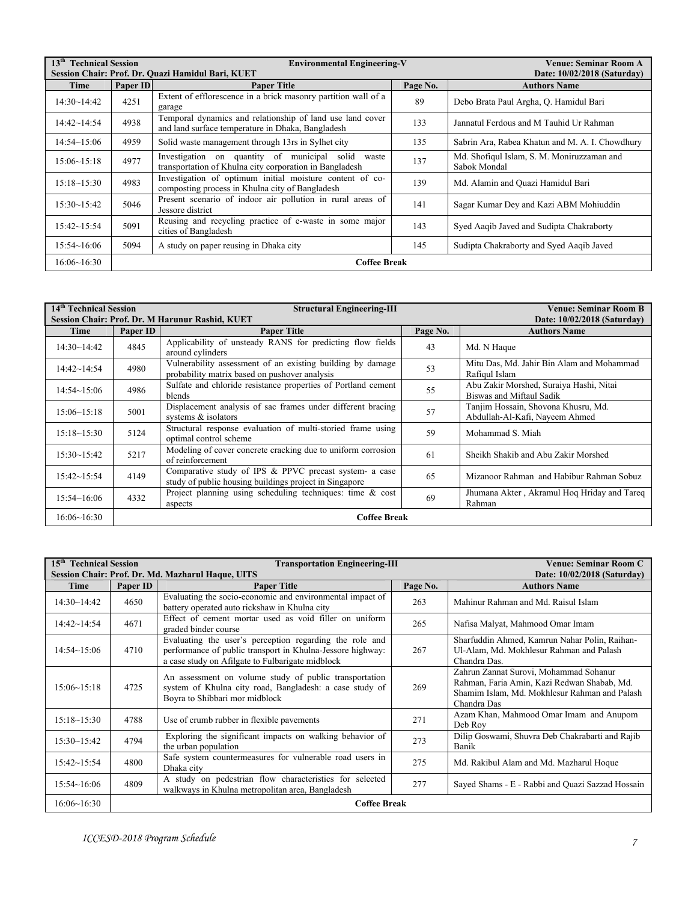**13th Technical Session** | **Environmental Engineering-V** | **Venue: Seminar Room A**

**Session Chair: Prof. Dr. Quazi Hamidul Bari, KUET** | **Date: 10/02/2018 (Saturday)**

| Time | Paper ID | Paper Title | Page No. | Authors Name |
|---|---|---|---|---|
| 14:30~14:42 | 4251 | Extent of efflorescence in a brick masonry partition wall of a garage | 89 | Debo Brata Paul Argha, Q. Hamidul Bari |
| 14:42~14:54 | 4938 | Temporal dynamics and relationship of land use land cover and land surface temperature in Dhaka, Bangladesh | 133 | Jannatul Ferdous and M Tauhid Ur Rahman |
| 14:54~15:06 | 4959 | Solid waste management through 13rs in Sylhet city | 135 | Sabrin Ara, Rabea Khatun and M. A. I. Chowdhury |
| 15:06~15:18 | 4977 | Investigation on quantity of municipal solid waste transportation of Khulna city corporation in Bangladesh | 137 | Md. Shofiqul Islam, S. M. Moniruzzaman and Sabok Mondal |
| 15:18~15:30 | 4983 | Investigation of optimum initial moisture content of co-composting process in Khulna city of Bangladesh | 139 | Md. Alamin and Quazi Hamidul Bari |
| 15:30~15:42 | 5046 | Present scenario of indoor air pollution in rural areas of Jessore district | 141 | Sagar Kumar Dey and Kazi ABM Mohiuddin |
| 15:42~15:54 | 5091 | Reusing and recycling practice of e-waste in some major cities of Bangladesh | 143 | Syed Aaqib Javed and Sudipta Chakraborty |
| 15:54~16:06 | 5094 | A study on paper reusing in Dhaka city | 145 | Sudipta Chakraborty and Syed Aaqib Javed |
| 16:06~16:30 | **Coffee Break** | | | |

**14th Technical Session** | **Structural Engineering-III** | **Venue: Seminar Room B**

**Session Chair: Prof. Dr. M Harunur Rashid, KUET** | **Date: 10/02/2018 (Saturday)**

| Time | Paper ID | Paper Title | Page No. | Authors Name |
|---|---|---|---|---|
| 14:30~14:42 | 4845 | Applicability of unsteady RANS for predicting flow fields around cylinders | 43 | Md. N Haque |
| 14:42~14:54 | 4980 | Vulnerability assessment of an existing building by damage probability matrix based on pushover analysis | 53 | Mitu Das, Md. Jahir Bin Alam and Mohammad Rafiqul Islam |
| 14:54~15:06 | 4986 | Sulfate and chloride resistance properties of Portland cement blends | 55 | Abu Zakir Morshed, Suraiya Hashi, Nitai Biswas and Miftaul Sadik |
| 15:06~15:18 | 5001 | Displacement analysis of sac frames under different bracing systems & isolators | 57 | Tanjim Hossain, Shovona Khusru, Md. Abdullah-Al-Kafi, Nayeem Ahmed |
| 15:18~15:30 | 5124 | Structural response evaluation of multi-storied frame using optimal control scheme | 59 | Mohammad S. Miah |
| 15:30~15:42 | 5217 | Modeling of cover concrete cracking due to uniform corrosion of reinforcement | 61 | Sheikh Shakib and Abu Zakir Morshed |
| 15:42~15:54 | 4149 | Comparative study of IPS & PPVC precast system- a case study of public housing buildings project in Singapore | 65 | Mizanoor Rahman and Habibur Rahman Sobuz |
| 15:54~16:06 | 4332 | Project planning using scheduling techniques: time & cost aspects | 69 | Jhumana Akter , Akramul Hoq Hriday and Tareq Rahman |
| 16:06~16:30 | **Coffee Break** | | | |

**15th Technical Session** | **Transportation Engineering-III** | **Venue: Seminar Room C**

**Session Chair: Prof. Dr. Md. Mazharul Haque, UITS** | **Date: 10/02/2018 (Saturday)**

| Time | Paper ID | Paper Title | Page No. | Authors Name |
|---|---|---|---|---|
| 14:30~14:42 | 4650 | Evaluating the socio-economic and environmental impact of battery operated auto rickshaw in Khulna city | 263 | Mahinur Rahman and Md. Raisul Islam |
| 14:42~14:54 | 4671 | Effect of cement mortar used as void filler on uniform graded binder course | 265 | Nafisa Malyat, Mahmood Omar Imam |
| 14:54~15:06 | 4710 | Evaluating the user's perception regarding the role and performance of public transport in Khulna-Jessore highway: a case study on Afilgate to Fulbarigate midblock | 267 | Sharfuddin Ahmed, Kamrun Nahar Polin, Raihan-Ul-Alam, Md. Mokhlesur Rahman and Palash Chandra Das. |
| 15:06~15:18 | 4725 | An assessment on volume study of public transportation system of Khulna city road, Bangladesh: a case study of Boyra to Shibbari mor midblock | 269 | Zahrun Zannat Surovi, Mohammad Sohanur Rahman, Faria Amin, Kazi Redwan Shabab, Md. Shamim Islam, Md. Mokhlesur Rahman and Palash Chandra Das |
| 15:18~15:30 | 4788 | Use of crumb rubber in flexible pavements | 271 | Azam Khan, Mahmood Omar Imam and Anupom Deb Roy |
| 15:30~15:42 | 4794 | Exploring the significant impacts on walking behavior of the urban population | 273 | Dilip Goswami, Shuvra Deb Chakrabarti and Rajib Banik |
| 15:42~15:54 | 4800 | Safe system countermeasures for vulnerable road users in Dhaka city | 275 | Md. Rakibul Alam and Md. Mazharul Hoque |
| 15:54~16:06 | 4809 | A study on pedestrian flow characteristics for selected walkways in Khulna metropolitan area, Bangladesh | 277 | Sayed Shams - E - Rabbi and Quazi Sazzad Hossain |
| 16:06~16:30 | **Coffee Break** | | | |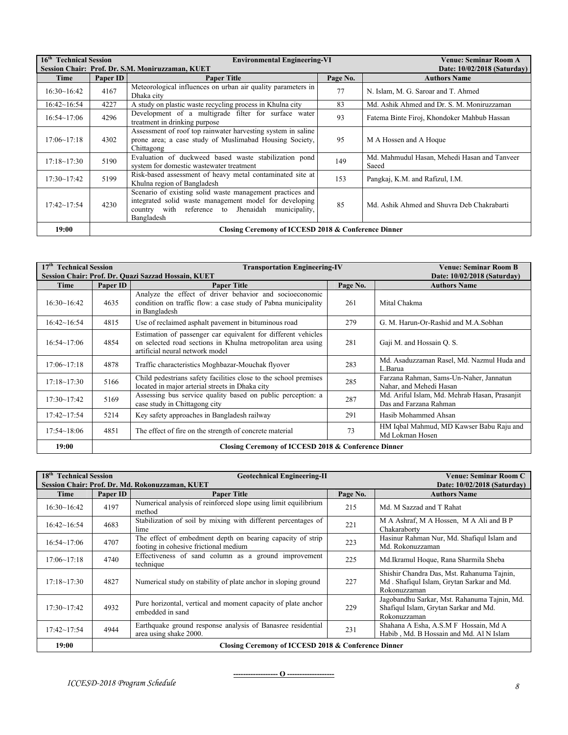| 16th Technical Session | | Environmental Engineering-VI | | Venue: Seminar Room A |
|---|---|---|---|---|
| Session Chair: Prof. Dr. S.M. Moniruzzaman, KUET | | | | Date: 10/02/2018 (Saturday) |
| **Time** | **Paper ID** | **Paper Title** | **Page No.** | **Authors Name** |
| 16:30~16:42 | 4167 | Meteorological influences on urban air quality parameters in Dhaka city | 77 | N. Islam, M. G. Saroar and T. Ahmed |
| 16:42~16:54 | 4227 | A study on plastic waste recycling process in Khulna city | 83 | Md. Ashik Ahmed and Dr. S. M. Moniruzzaman |
| 16:54~17:06 | 4296 | Development of a multigrade filter for surface water treatment in drinking purpose | 93 | Fatema Binte Firoj, Khondoker Mahbub Hassan |
| 17:06~17:18 | 4302 | Assessment of roof top rainwater harvesting system in saline prone area; a case study of Muslimabad Housing Society, Chittagong | 95 | M A Hossen and A Hoque |
| 17:18~17:30 | 5190 | Evaluation of duckweed based waste stabilization pond system for domestic wastewater treatment | 149 | Md. Mahmudul Hasan, Mehedi Hasan and Tanveer Saeed |
| 17:30~17:42 | 5199 | Risk-based assessment of heavy metal contaminated site at Khulna region of Bangladesh | 153 | Pangkaj, K.M. and Rafizul, I.M. |
| 17:42~17:54 | 4230 | Scenario of existing solid waste management practices and integrated solid waste management model for developing country with reference to Jhenaidah municipality, Bangladesh | 85 | Md. Ashik Ahmed and Shuvra Deb Chakrabarti |
| **19:00** | **Closing Ceremony of ICCESD 2018 & Conference Dinner** | | | |

| 17th Technical Session | | Transportation Engineering-IV | | Venue: Seminar Room B |
|---|---|---|---|---|
| Session Chair: Prof. Dr. Quazi Sazzad Hossain, KUET | | | | Date: 10/02/2018 (Saturday) |
| **Time** | **Paper ID** | **Paper Title** | **Page No.** | **Authors Name** |
| 16:30~16:42 | 4635 | Analyze the effect of driver behavior and socioeconomic condition on traffic flow: a case study of Pabna municipality in Bangladesh | 261 | Mital Chakma |
| 16:42~16:54 | 4815 | Use of reclaimed asphalt pavement in bituminous road | 279 | G. M. Harun-Or-Rashid and M.A.Sobhan |
| 16:54~17:06 | 4854 | Estimation of passenger car equivalent for different vehicles on selected road sections in Khulna metropolitan area using artificial neural network model | 281 | Gaji M. and Hossain Q. S. |
| 17:06~17:18 | 4878 | Traffic characteristics Moghbazar-Mouchak flyover | 283 | Md. Asaduzzaman Rasel, Md. Nazmul Huda and L.Barua |
| 17:18~17:30 | 5166 | Child pedestrians safety facilities close to the school premises located in major arterial streets in Dhaka city | 285 | Farzana Rahman, Sams-Un-Naher, Jannatun Nahar, and Mehedi Hasan |
| 17:30~17:42 | 5169 | Assessing bus service quality based on public perception: a case study in Chittagong city | 287 | Md. Ariful Islam, Md. Mehrab Hasan, Prasanjit Das and Farzana Rahman |
| 17:42~17:54 | 5214 | Key safety approaches in Bangladesh railway | 291 | Hasib Mohammed Ahsan |
| 17:54~18:06 | 4851 | The effect of fire on the strength of concrete material | 73 | HM Iqbal Mahmud, MD Kawser Babu Raju and Md Lokman Hosen |
| **19:00** | **Closing Ceremony of ICCESD 2018 & Conference Dinner** | | | |

| 18th Technical Session | | Geotechnical Engineering-II | | Venue: Seminar Room C |
|---|---|---|---|---|
| Session Chair: Prof. Dr. Md. Rokonuzzaman, KUET | | | | Date: 10/02/2018 (Saturday) |
| **Time** | **Paper ID** | **Paper Title** | **Page No.** | **Authors Name** |
| 16:30~16:42 | 4197 | Numerical analysis of reinforced slope using limit equilibrium method | 215 | Md. M Sazzad and T Rahat |
| 16:42~16:54 | 4683 | Stabilization of soil by mixing with different percentages of lime | 221 | M A Ashraf, M A Hossen, M A Ali and B P Chakaraborty |
| 16:54~17:06 | 4707 | The effect of embedment depth on bearing capacity of strip footing in cohesive frictional medium | 223 | Hasinur Rahman Nur, Md. Shafiqul Islam and Md. Rokonuzzaman |
| 17:06~17:18 | 4740 | Effectiveness of sand column as a ground improvement technique | 225 | Md.Ikramul Hoque, Rana Sharmila Sheba |
| 17:18~17:30 | 4827 | Numerical study on stability of plate anchor in sloping ground | 227 | Shishir Chandra Das, Mst. Rahanuma Tajnin, Md . Shafiqul Islam, Grytan Sarkar and Md. Rokonuzzaman |
| 17:30~17:42 | 4932 | Pure horizontal, vertical and moment capacity of plate anchor embedded in sand | 229 | Jagobandhu Sarkar, Mst. Rahanuma Tajnin, Md. Shafiqul Islam, Grytan Sarkar and Md. Rokonuzzaman |
| 17:42~17:54 | 4944 | Earthquake ground response analysis of Banasree residential area using shake 2000. | 231 | Shahana A Esha, A.S.M F Hossain, Md A Habib , Md. B Hossain and Md. Al N Islam |
| **19:00** | **Closing Ceremony of ICCESD 2018 & Conference Dinner** | | | |

------------------ O ------------------